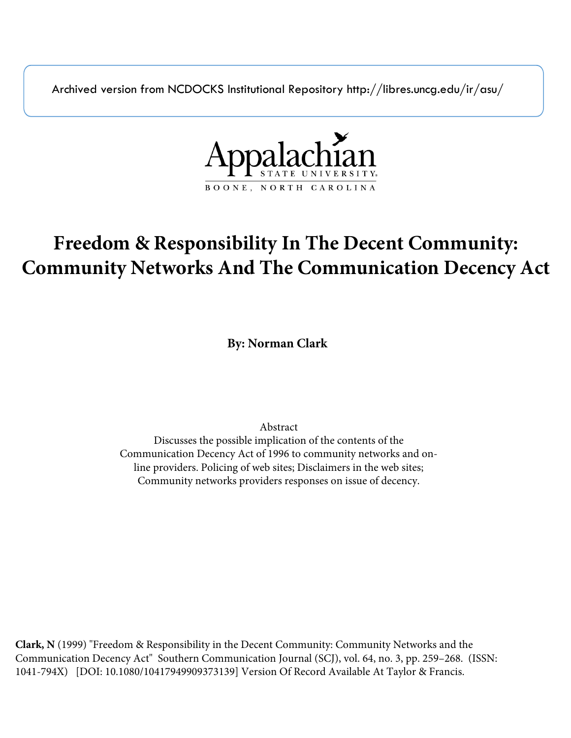Archived version from NCDOCKS Institutional Repository http://libres.uncg.edu/ir/asu/

Appalachian State University
BOONE, NORTH CAROLINA

# Freedom & Responsibility In The Decent Community: Community Networks And The Communication Decency Act

**By: Norman Clark**

Abstract

Discusses the possible implication of the contents of the Communication Decency Act of 1996 to community networks and on-line providers. Policing of web sites; Disclaimers in the web sites; Community networks providers responses on issue of decency.

**Clark, N** (1999) "Freedom & Responsibility in the Decent Community: Community Networks and the Communication Decency Act" Southern Communication Journal (SCJ), vol. 64, no. 3, pp. 259–268. (ISSN: 1041-794X) [DOI: 10.1080/10417949909373139] Version Of Record Available At Taylor & Francis.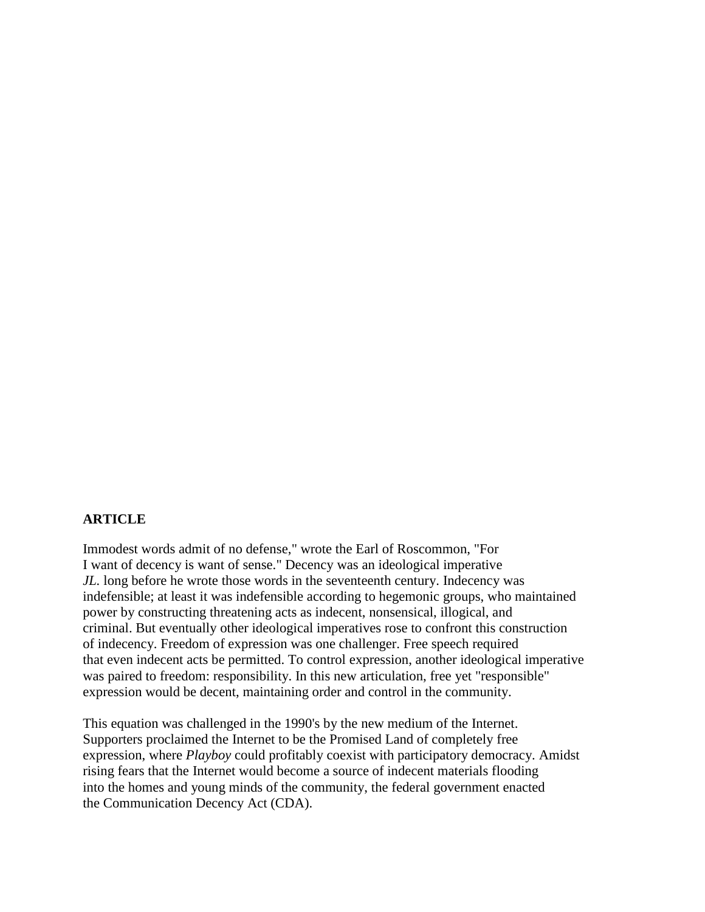**ARTICLE**

Immodest words admit of no defense," wrote the Earl of Roscommon, "For I want of decency is want of sense." Decency was an ideological imperative *JL*. long before he wrote those words in the seventeenth century. Indecency was indefensible; at least it was indefensible according to hegemonic groups, who maintained power by constructing threatening acts as indecent, nonsensical, illogical, and criminal. But eventually other ideological imperatives rose to confront this construction of indecency. Freedom of expression was one challenger. Free speech required that even indecent acts be permitted. To control expression, another ideological imperative was paired to freedom: responsibility. In this new articulation, free yet "responsible" expression would be decent, maintaining order and control in the community.

This equation was challenged in the 1990's by the new medium of the Internet. Supporters proclaimed the Internet to be the Promised Land of completely free expression, where *Playboy* could profitably coexist with participatory democracy. Amidst rising fears that the Internet would become a source of indecent materials flooding into the homes and young minds of the community, the federal government enacted the Communication Decency Act (CDA).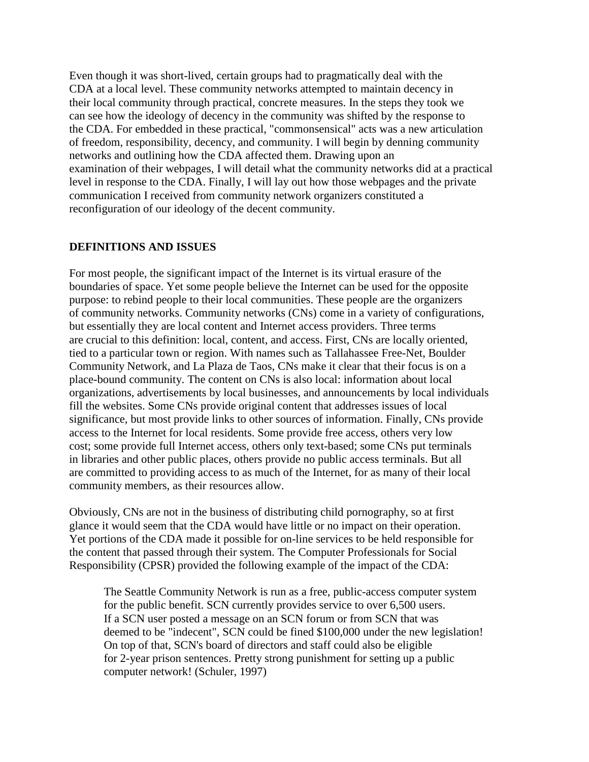Even though it was short-lived, certain groups had to pragmatically deal with the CDA at a local level. These community networks attempted to maintain decency in their local community through practical, concrete measures. In the steps they took we can see how the ideology of decency in the community was shifted by the response to the CDA. For embedded in these practical, "commonsensical" acts was a new articulation of freedom, responsibility, decency, and community. I will begin by denning community networks and outlining how the CDA affected them. Drawing upon an examination of their webpages, I will detail what the community networks did at a practical level in response to the CDA. Finally, I will lay out how those webpages and the private communication I received from community network organizers constituted a reconfiguration of our ideology of the decent community.

## DEFINITIONS AND ISSUES

For most people, the significant impact of the Internet is its virtual erasure of the boundaries of space. Yet some people believe the Internet can be used for the opposite purpose: to rebind people to their local communities. These people are the organizers of community networks. Community networks (CNs) come in a variety of configurations, but essentially they are local content and Internet access providers. Three terms are crucial to this definition: local, content, and access. First, CNs are locally oriented, tied to a particular town or region. With names such as Tallahassee Free-Net, Boulder Community Network, and La Plaza de Taos, CNs make it clear that their focus is on a place-bound community. The content on CNs is also local: information about local organizations, advertisements by local businesses, and announcements by local individuals fill the websites. Some CNs provide original content that addresses issues of local significance, but most provide links to other sources of information. Finally, CNs provide access to the Internet for local residents. Some provide free access, others very low cost; some provide full Internet access, others only text-based; some CNs put terminals in libraries and other public places, others provide no public access terminals. But all are committed to providing access to as much of the Internet, for as many of their local community members, as their resources allow.

Obviously, CNs are not in the business of distributing child pornography, so at first glance it would seem that the CDA would have little or no impact on their operation. Yet portions of the CDA made it possible for on-line services to be held responsible for the content that passed through their system. The Computer Professionals for Social Responsibility (CPSR) provided the following example of the impact of the CDA:

> The Seattle Community Network is run as a free, public-access computer system for the public benefit. SCN currently provides service to over 6,500 users. If a SCN user posted a message on an SCN forum or from SCN that was deemed to be "indecent", SCN could be fined $100,000 under the new legislation! On top of that, SCN's board of directors and staff could also be eligible for 2-year prison sentences. Pretty strong punishment for setting up a public computer network! (Schuler, 1997)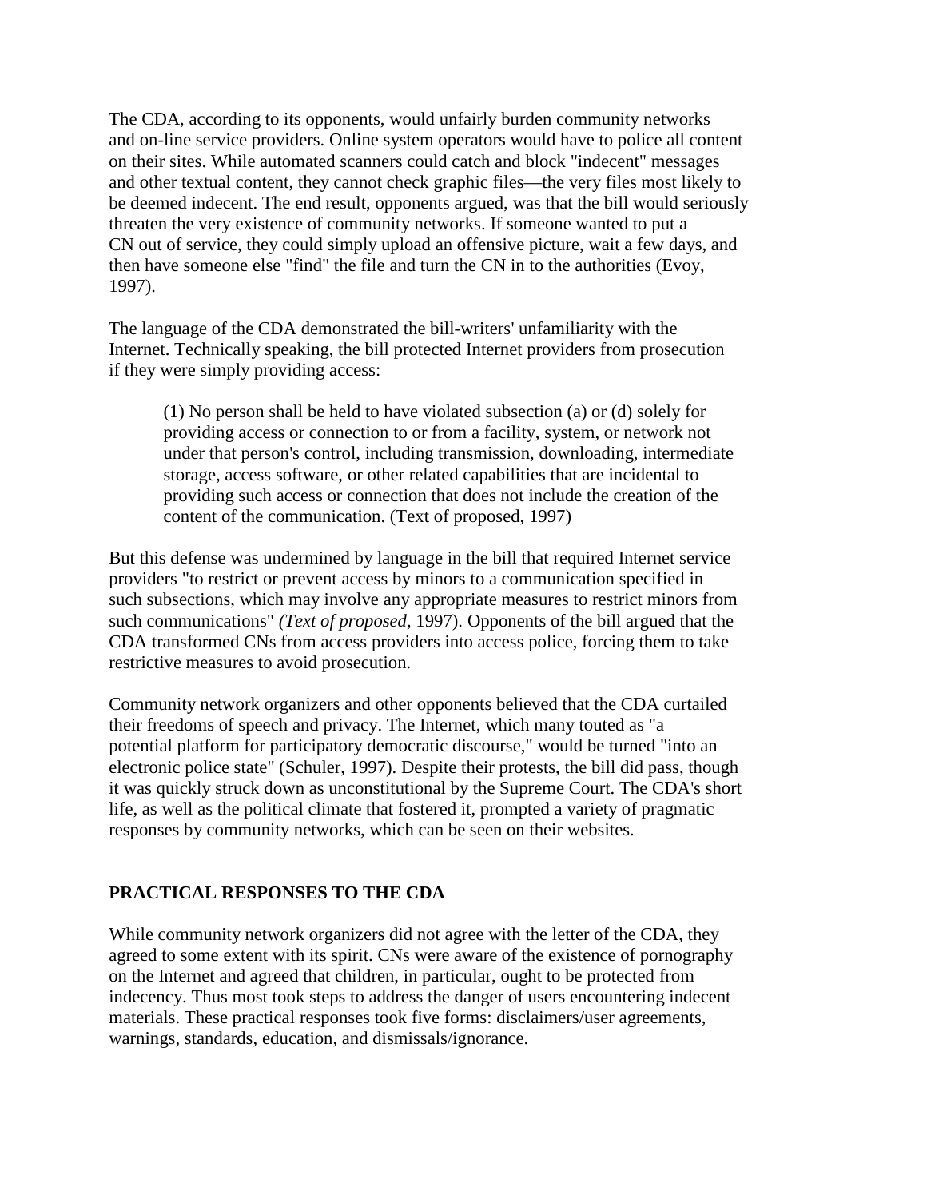The CDA, according to its opponents, would unfairly burden community networks and on-line service providers. Online system operators would have to police all content on their sites. While automated scanners could catch and block "indecent" messages and other textual content, they cannot check graphic files—the very files most likely to be deemed indecent. The end result, opponents argued, was that the bill would seriously threaten the very existence of community networks. If someone wanted to put a CN out of service, they could simply upload an offensive picture, wait a few days, and then have someone else "find" the file and turn the CN in to the authorities (Evoy, 1997).

The language of the CDA demonstrated the bill-writers' unfamiliarity with the Internet. Technically speaking, the bill protected Internet providers from prosecution if they were simply providing access:

> (1) No person shall be held to have violated subsection (a) or (d) solely for providing access or connection to or from a facility, system, or network not under that person's control, including transmission, downloading, intermediate storage, access software, or other related capabilities that are incidental to providing such access or connection that does not include the creation of the content of the communication. (Text of proposed, 1997)

But this defense was undermined by language in the bill that required Internet service providers "to restrict or prevent access by minors to a communication specified in such subsections, which may involve any appropriate measures to restrict minors from such communications" *(Text of proposed,* 1997). Opponents of the bill argued that the CDA transformed CNs from access providers into access police, forcing them to take restrictive measures to avoid prosecution.

Community network organizers and other opponents believed that the CDA curtailed their freedoms of speech and privacy. The Internet, which many touted as "a potential platform for participatory democratic discourse," would be turned "into an electronic police state" (Schuler, 1997). Despite their protests, the bill did pass, though it was quickly struck down as unconstitutional by the Supreme Court. The CDA's short life, as well as the political climate that fostered it, prompted a variety of pragmatic responses by community networks, which can be seen on their websites.

## PRACTICAL RESPONSES TO THE CDA

While community network organizers did not agree with the letter of the CDA, they agreed to some extent with its spirit. CNs were aware of the existence of pornography on the Internet and agreed that children, in particular, ought to be protected from indecency. Thus most took steps to address the danger of users encountering indecent materials. These practical responses took five forms: disclaimers/user agreements, warnings, standards, education, and dismissals/ignorance.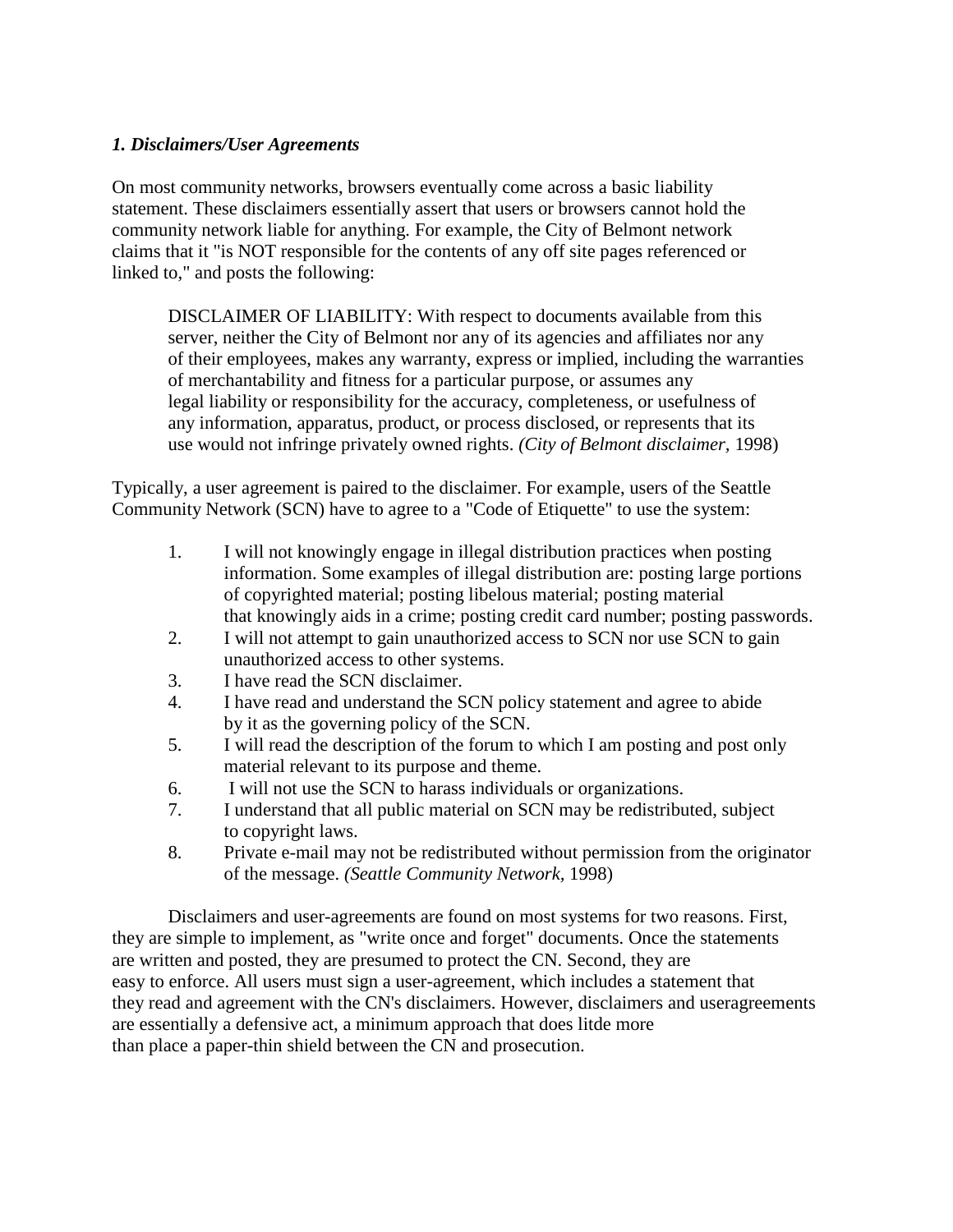### *1. Disclaimers/User Agreements*

On most community networks, browsers eventually come across a basic liability statement. These disclaimers essentially assert that users or browsers cannot hold the community network liable for anything. For example, the City of Belmont network claims that it "is NOT responsible for the contents of any off site pages referenced or linked to," and posts the following:

> DISCLAIMER OF LIABILITY: With respect to documents available from this server, neither the City of Belmont nor any of its agencies and affiliates nor any of their employees, makes any warranty, express or implied, including the warranties of merchantability and fitness for a particular purpose, or assumes any legal liability or responsibility for the accuracy, completeness, or usefulness of any information, apparatus, product, or process disclosed, or represents that its use would not infringe privately owned rights. *(City of Belmont disclaimer,* 1998)

Typically, a user agreement is paired to the disclaimer. For example, users of the Seattle Community Network (SCN) have to agree to a "Code of Etiquette" to use the system:

1. I will not knowingly engage in illegal distribution practices when posting information. Some examples of illegal distribution are: posting large portions of copyrighted material; posting libelous material; posting material that knowingly aids in a crime; posting credit card number; posting passwords.
2. I will not attempt to gain unauthorized access to SCN nor use SCN to gain unauthorized access to other systems.
3. I have read the SCN disclaimer.
4. I have read and understand the SCN policy statement and agree to abide by it as the governing policy of the SCN.
5. I will read the description of the forum to which I am posting and post only material relevant to its purpose and theme.
6. I will not use the SCN to harass individuals or organizations.
7. I understand that all public material on SCN may be redistributed, subject to copyright laws.
8. Private e-mail may not be redistributed without permission from the originator of the message. *(Seattle Community Network,* 1998)

Disclaimers and user-agreements are found on most systems for two reasons. First, they are simple to implement, as "write once and forget" documents. Once the statements are written and posted, they are presumed to protect the CN. Second, they are easy to enforce. All users must sign a user-agreement, which includes a statement that they read and agreement with the CN's disclaimers. However, disclaimers and useragreements are essentially a defensive act, a minimum approach that does litde more than place a paper-thin shield between the CN and prosecution.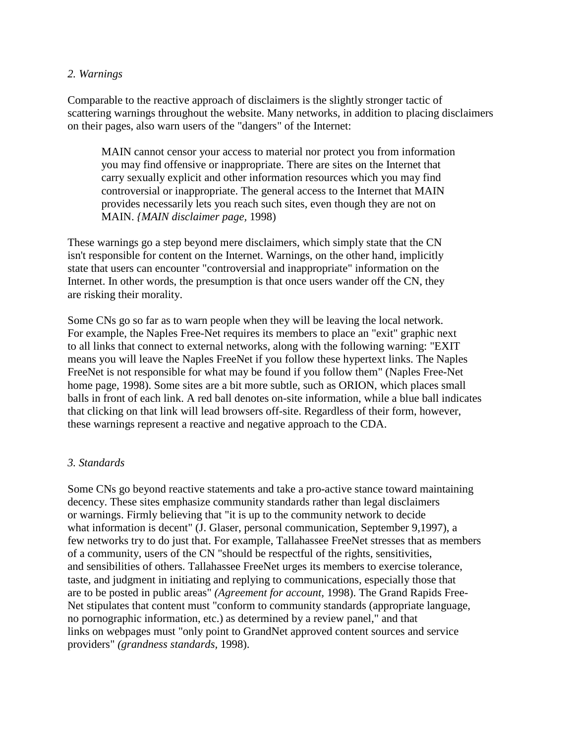*2. Warnings*

Comparable to the reactive approach of disclaimers is the slightly stronger tactic of scattering warnings throughout the website. Many networks, in addition to placing disclaimers on their pages, also warn users of the "dangers" of the Internet:

> MAIN cannot censor your access to material nor protect you from information you may find offensive or inappropriate. There are sites on the Internet that carry sexually explicit and other information resources which you may find controversial or inappropriate. The general access to the Internet that MAIN provides necessarily lets you reach such sites, even though they are not on MAIN. *{MAIN disclaimer page,* 1998)

These warnings go a step beyond mere disclaimers, which simply state that the CN isn't responsible for content on the Internet. Warnings, on the other hand, implicitly state that users can encounter "controversial and inappropriate" information on the Internet. In other words, the presumption is that once users wander off the CN, they are risking their morality.

Some CNs go so far as to warn people when they will be leaving the local network. For example, the Naples Free-Net requires its members to place an "exit" graphic next to all links that connect to external networks, along with the following warning: "EXIT means you will leave the Naples FreeNet if you follow these hypertext links. The Naples FreeNet is not responsible for what may be found if you follow them" (Naples Free-Net home page, 1998). Some sites are a bit more subtle, such as ORION, which places small balls in front of each link. A red ball denotes on-site information, while a blue ball indicates that clicking on that link will lead browsers off-site. Regardless of their form, however, these warnings represent a reactive and negative approach to the CDA.

*3. Standards*

Some CNs go beyond reactive statements and take a pro-active stance toward maintaining decency. These sites emphasize community standards rather than legal disclaimers or warnings. Firmly believing that "it is up to the community network to decide what information is decent" (J. Glaser, personal communication, September 9,1997), a few networks try to do just that. For example, Tallahassee FreeNet stresses that as members of a community, users of the CN "should be respectful of the rights, sensitivities, and sensibilities of others. Tallahassee FreeNet urges its members to exercise tolerance, taste, and judgment in initiating and replying to communications, especially those that are to be posted in public areas" *(Agreement for account,* 1998). The Grand Rapids Free-Net stipulates that content must "conform to community standards (appropriate language, no pornographic information, etc.) as determined by a review panel," and that links on webpages must "only point to GrandNet approved content sources and service providers" *(grandness standards,* 1998).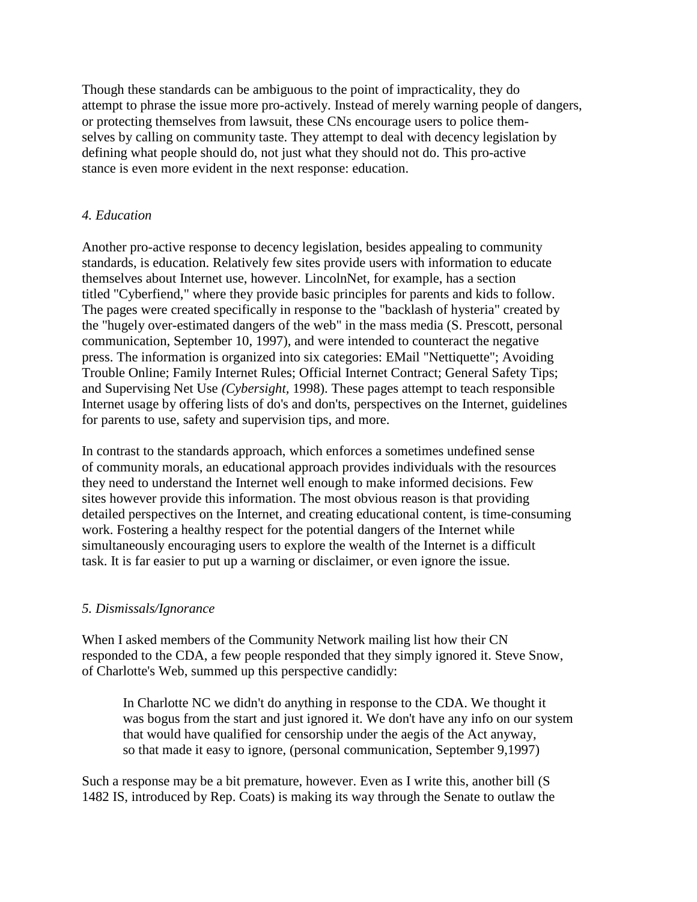Though these standards can be ambiguous to the point of impracticality, they do attempt to phrase the issue more pro-actively. Instead of merely warning people of dangers, or protecting themselves from lawsuit, these CNs encourage users to police themselves by calling on community taste. They attempt to deal with decency legislation by defining what people should do, not just what they should not do. This pro-active stance is even more evident in the next response: education.

*4. Education*

Another pro-active response to decency legislation, besides appealing to community standards, is education. Relatively few sites provide users with information to educate themselves about Internet use, however. LincolnNet, for example, has a section titled "Cyberfiend," where they provide basic principles for parents and kids to follow. The pages were created specifically in response to the "backlash of hysteria" created by the "hugely over-estimated dangers of the web" in the mass media (S. Prescott, personal communication, September 10, 1997), and were intended to counteract the negative press. The information is organized into six categories: EMail "Nettiquette"; Avoiding Trouble Online; Family Internet Rules; Official Internet Contract; General Safety Tips; and Supervising Net Use *(Cybersight,* 1998). These pages attempt to teach responsible Internet usage by offering lists of do's and don'ts, perspectives on the Internet, guidelines for parents to use, safety and supervision tips, and more.

In contrast to the standards approach, which enforces a sometimes undefined sense of community morals, an educational approach provides individuals with the resources they need to understand the Internet well enough to make informed decisions. Few sites however provide this information. The most obvious reason is that providing detailed perspectives on the Internet, and creating educational content, is time-consuming work. Fostering a healthy respect for the potential dangers of the Internet while simultaneously encouraging users to explore the wealth of the Internet is a difficult task. It is far easier to put up a warning or disclaimer, or even ignore the issue.

*5. Dismissals/Ignorance*

When I asked members of the Community Network mailing list how their CN responded to the CDA, a few people responded that they simply ignored it. Steve Snow, of Charlotte's Web, summed up this perspective candidly:

> In Charlotte NC we didn't do anything in response to the CDA. We thought it was bogus from the start and just ignored it. We don't have any info on our system that would have qualified for censorship under the aegis of the Act anyway, so that made it easy to ignore, (personal communication, September 9,1997)

Such a response may be a bit premature, however. Even as I write this, another bill (S 1482 IS, introduced by Rep. Coats) is making its way through the Senate to outlaw the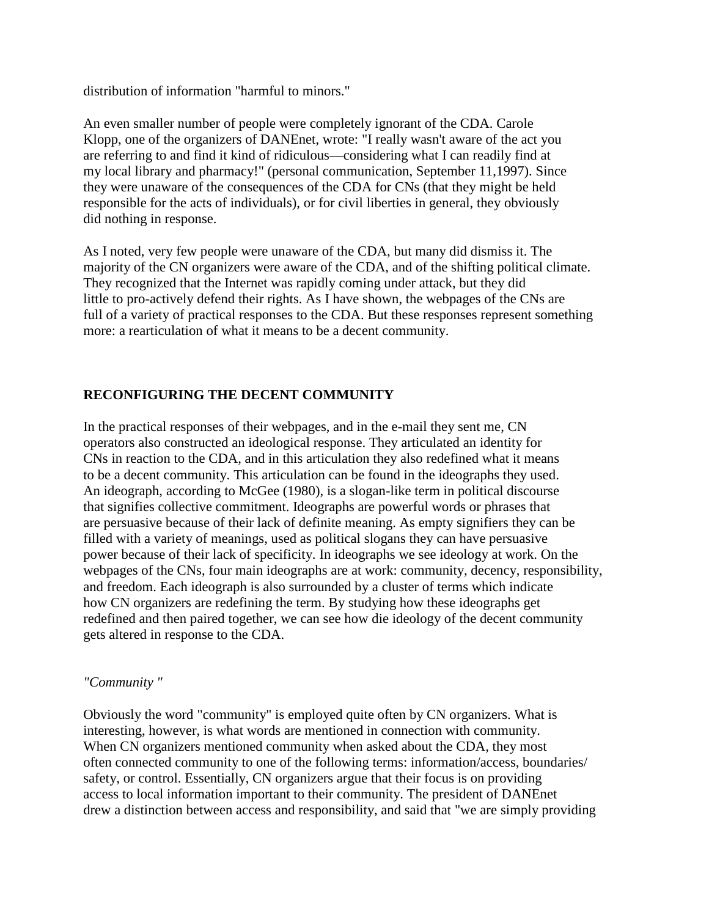distribution of information "harmful to minors."

An even smaller number of people were completely ignorant of the CDA. Carole Klopp, one of the organizers of DANEnet, wrote: "I really wasn't aware of the act you are referring to and find it kind of ridiculous—considering what I can readily find at my local library and pharmacy!" (personal communication, September 11,1997). Since they were unaware of the consequences of the CDA for CNs (that they might be held responsible for the acts of individuals), or for civil liberties in general, they obviously did nothing in response.

As I noted, very few people were unaware of the CDA, but many did dismiss it. The majority of the CN organizers were aware of the CDA, and of the shifting political climate. They recognized that the Internet was rapidly coming under attack, but they did little to pro-actively defend their rights. As I have shown, the webpages of the CNs are full of a variety of practical responses to the CDA. But these responses represent something more: a rearticulation of what it means to be a decent community.

## RECONFIGURING THE DECENT COMMUNITY

In the practical responses of their webpages, and in the e-mail they sent me, CN operators also constructed an ideological response. They articulated an identity for CNs in reaction to the CDA, and in this articulation they also redefined what it means to be a decent community. This articulation can be found in the ideographs they used. An ideograph, according to McGee (1980), is a slogan-like term in political discourse that signifies collective commitment. Ideographs are powerful words or phrases that are persuasive because of their lack of definite meaning. As empty signifiers they can be filled with a variety of meanings, used as political slogans they can have persuasive power because of their lack of specificity. In ideographs we see ideology at work. On the webpages of the CNs, four main ideographs are at work: community, decency, responsibility, and freedom. Each ideograph is also surrounded by a cluster of terms which indicate how CN organizers are redefining the term. By studying how these ideographs get redefined and then paired together, we can see how die ideology of the decent community gets altered in response to the CDA.

### *"Community "*

Obviously the word "community" is employed quite often by CN organizers. What is interesting, however, is what words are mentioned in connection with community. When CN organizers mentioned community when asked about the CDA, they most often connected community to one of the following terms: information/access, boundaries/ safety, or control. Essentially, CN organizers argue that their focus is on providing access to local information important to their community. The president of DANEnet drew a distinction between access and responsibility, and said that "we are simply providing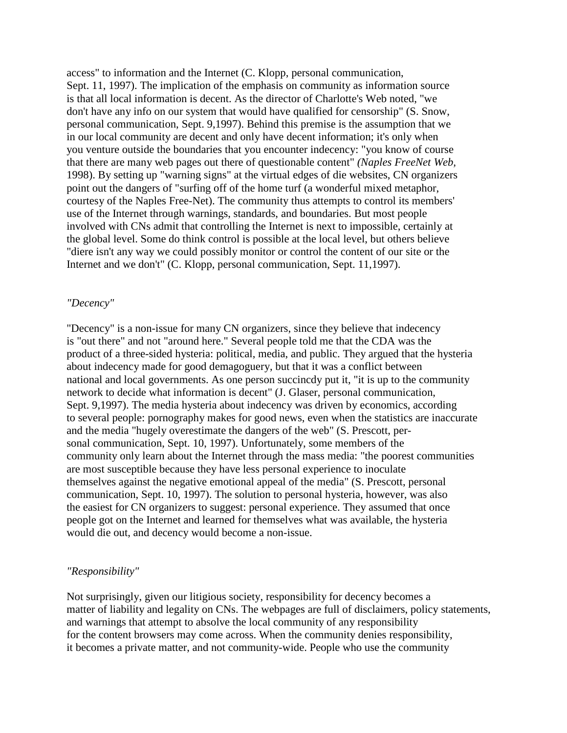access" to information and the Internet (C. Klopp, personal communication, Sept. 11, 1997). The implication of the emphasis on community as information source is that all local information is decent. As the director of Charlotte's Web noted, "we don't have any info on our system that would have qualified for censorship" (S. Snow, personal communication, Sept. 9,1997). Behind this premise is the assumption that we in our local community are decent and only have decent information; it's only when you venture outside the boundaries that you encounter indecency: "you know of course that there are many web pages out there of questionable content" *(Naples FreeNet Web,* 1998). By setting up "warning signs" at the virtual edges of die websites, CN organizers point out the dangers of "surfing off of the home turf (a wonderful mixed metaphor, courtesy of the Naples Free-Net). The community thus attempts to control its members' use of the Internet through warnings, standards, and boundaries. But most people involved with CNs admit that controlling the Internet is next to impossible, certainly at the global level. Some do think control is possible at the local level, but others believe "diere isn't any way we could possibly monitor or control the content of our site or the Internet and we don't" (C. Klopp, personal communication, Sept. 11,1997).

### *"Decency"*

"Decency" is a non-issue for many CN organizers, since they believe that indecency is "out there" and not "around here." Several people told me that the CDA was the product of a three-sided hysteria: political, media, and public. They argued that the hysteria about indecency made for good demagoguery, but that it was a conflict between national and local governments. As one person succincdy put it, "it is up to the community network to decide what information is decent" (J. Glaser, personal communication, Sept. 9,1997). The media hysteria about indecency was driven by economics, according to several people: pornography makes for good news, even when the statistics are inaccurate and the media "hugely overestimate the dangers of the web" (S. Prescott, personal communication, Sept. 10, 1997). Unfortunately, some members of the community only learn about the Internet through the mass media: "the poorest communities are most susceptible because they have less personal experience to inoculate themselves against the negative emotional appeal of the media" (S. Prescott, personal communication, Sept. 10, 1997). The solution to personal hysteria, however, was also the easiest for CN organizers to suggest: personal experience. They assumed that once people got on the Internet and learned for themselves what was available, the hysteria would die out, and decency would become a non-issue.

### *"Responsibility"*

Not surprisingly, given our litigious society, responsibility for decency becomes a matter of liability and legality on CNs. The webpages are full of disclaimers, policy statements, and warnings that attempt to absolve the local community of any responsibility for the content browsers may come across. When the community denies responsibility, it becomes a private matter, and not community-wide. People who use the community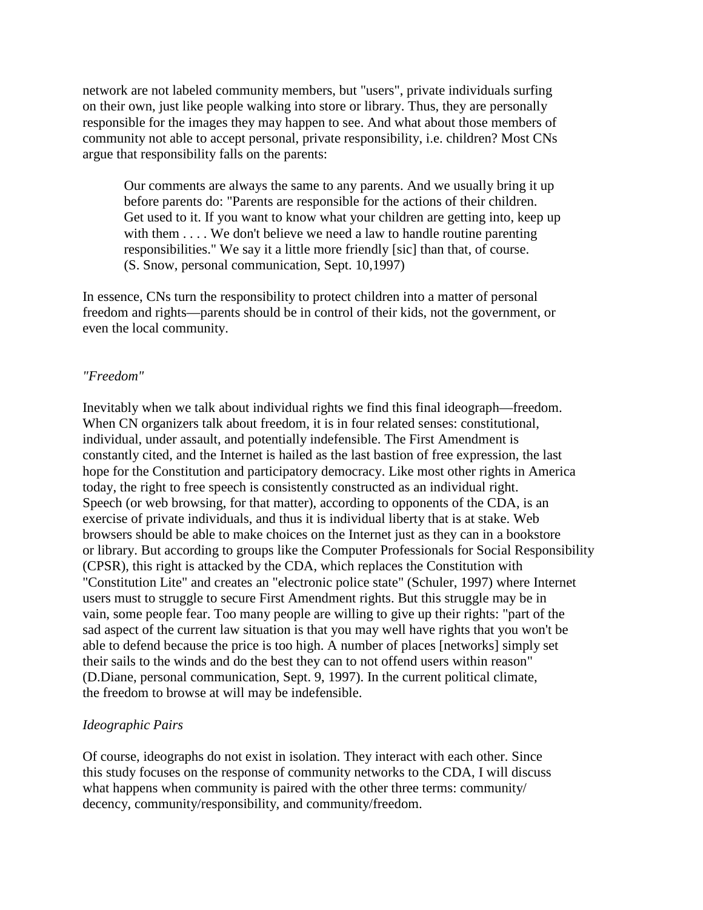network are not labeled community members, but "users", private individuals surfing on their own, just like people walking into store or library. Thus, they are personally responsible for the images they may happen to see. And what about those members of community not able to accept personal, private responsibility, i.e. children? Most CNs argue that responsibility falls on the parents:

> Our comments are always the same to any parents. And we usually bring it up before parents do: "Parents are responsible for the actions of their children. Get used to it. If you want to know what your children are getting into, keep up with them . . . . We don't believe we need a law to handle routine parenting responsibilities." We say it a little more friendly [sic] than that, of course. (S. Snow, personal communication, Sept. 10,1997)

In essence, CNs turn the responsibility to protect children into a matter of personal freedom and rights—parents should be in control of their kids, not the government, or even the local community.

### *"Freedom"*

Inevitably when we talk about individual rights we find this final ideograph—freedom. When CN organizers talk about freedom, it is in four related senses: constitutional, individual, under assault, and potentially indefensible. The First Amendment is constantly cited, and the Internet is hailed as the last bastion of free expression, the last hope for the Constitution and participatory democracy. Like most other rights in America today, the right to free speech is consistently constructed as an individual right. Speech (or web browsing, for that matter), according to opponents of the CDA, is an exercise of private individuals, and thus it is individual liberty that is at stake. Web browsers should be able to make choices on the Internet just as they can in a bookstore or library. But according to groups like the Computer Professionals for Social Responsibility (CPSR), this right is attacked by the CDA, which replaces the Constitution with "Constitution Lite" and creates an "electronic police state" (Schuler, 1997) where Internet users must to struggle to secure First Amendment rights. But this struggle may be in vain, some people fear. Too many people are willing to give up their rights: "part of the sad aspect of the current law situation is that you may well have rights that you won't be able to defend because the price is too high. A number of places [networks] simply set their sails to the winds and do the best they can to not offend users within reason" (D.Diane, personal communication, Sept. 9, 1997). In the current political climate, the freedom to browse at will may be indefensible.

### *Ideographic Pairs*

Of course, ideographs do not exist in isolation. They interact with each other. Since this study focuses on the response of community networks to the CDA, I will discuss what happens when community is paired with the other three terms: community/ decency, community/responsibility, and community/freedom.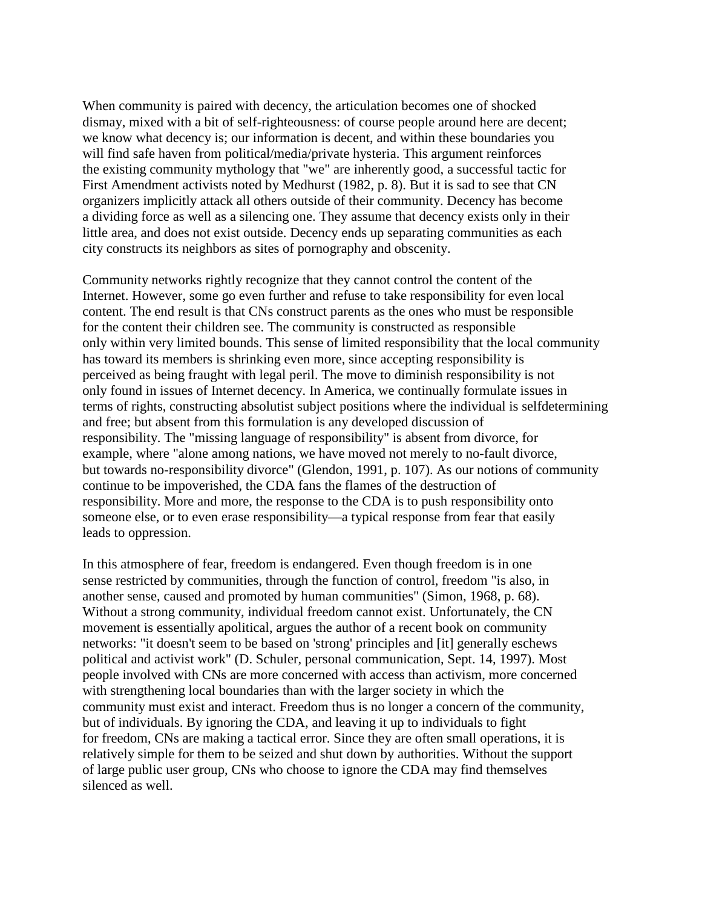When community is paired with decency, the articulation becomes one of shocked dismay, mixed with a bit of self-righteousness: of course people around here are decent; we know what decency is; our information is decent, and within these boundaries you will find safe haven from political/media/private hysteria. This argument reinforces the existing community mythology that "we" are inherently good, a successful tactic for First Amendment activists noted by Medhurst (1982, p. 8). But it is sad to see that CN organizers implicitly attack all others outside of their community. Decency has become a dividing force as well as a silencing one. They assume that decency exists only in their little area, and does not exist outside. Decency ends up separating communities as each city constructs its neighbors as sites of pornography and obscenity.

Community networks rightly recognize that they cannot control the content of the Internet. However, some go even further and refuse to take responsibility for even local content. The end result is that CNs construct parents as the ones who must be responsible for the content their children see. The community is constructed as responsible only within very limited bounds. This sense of limited responsibility that the local community has toward its members is shrinking even more, since accepting responsibility is perceived as being fraught with legal peril. The move to diminish responsibility is not only found in issues of Internet decency. In America, we continually formulate issues in terms of rights, constructing absolutist subject positions where the individual is selfdetermining and free; but absent from this formulation is any developed discussion of responsibility. The "missing language of responsibility" is absent from divorce, for example, where "alone among nations, we have moved not merely to no-fault divorce, but towards no-responsibility divorce" (Glendon, 1991, p. 107). As our notions of community continue to be impoverished, the CDA fans the flames of the destruction of responsibility. More and more, the response to the CDA is to push responsibility onto someone else, or to even erase responsibility—a typical response from fear that easily leads to oppression.

In this atmosphere of fear, freedom is endangered. Even though freedom is in one sense restricted by communities, through the function of control, freedom "is also, in another sense, caused and promoted by human communities" (Simon, 1968, p. 68). Without a strong community, individual freedom cannot exist. Unfortunately, the CN movement is essentially apolitical, argues the author of a recent book on community networks: "it doesn't seem to be based on 'strong' principles and [it] generally eschews political and activist work" (D. Schuler, personal communication, Sept. 14, 1997). Most people involved with CNs are more concerned with access than activism, more concerned with strengthening local boundaries than with the larger society in which the community must exist and interact. Freedom thus is no longer a concern of the community, but of individuals. By ignoring the CDA, and leaving it up to individuals to fight for freedom, CNs are making a tactical error. Since they are often small operations, it is relatively simple for them to be seized and shut down by authorities. Without the support of large public user group, CNs who choose to ignore the CDA may find themselves silenced as well.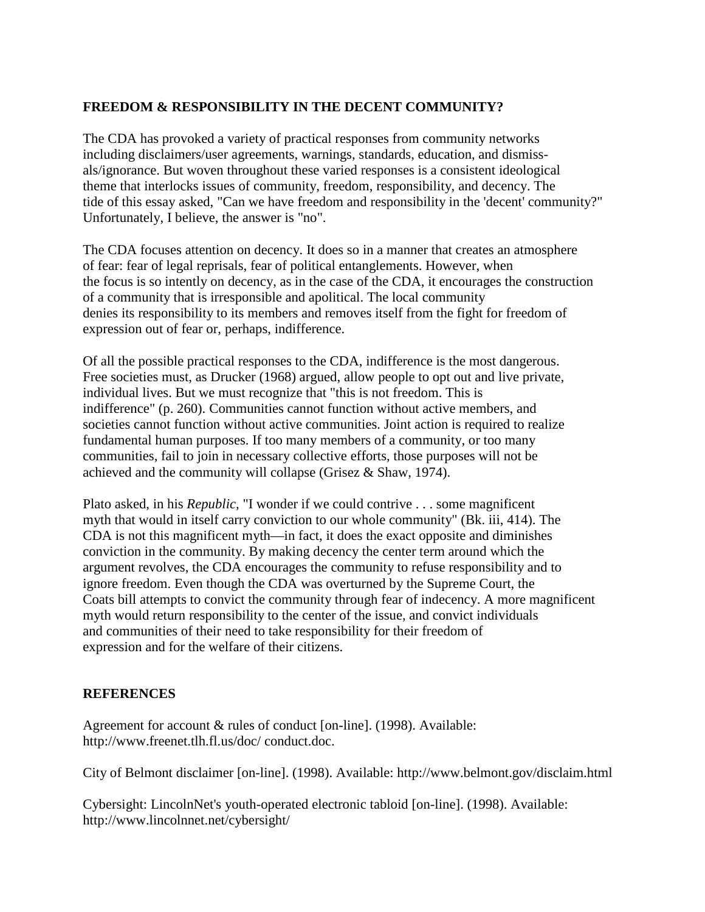**FREEDOM & RESPONSIBILITY IN THE DECENT COMMUNITY?**

The CDA has provoked a variety of practical responses from community networks including disclaimers/user agreements, warnings, standards, education, and dismissals/ignorance. But woven throughout these varied responses is a consistent ideological theme that interlocks issues of community, freedom, responsibility, and decency. The tide of this essay asked, "Can we have freedom and responsibility in the 'decent' community?" Unfortunately, I believe, the answer is "no".

The CDA focuses attention on decency. It does so in a manner that creates an atmosphere of fear: fear of legal reprisals, fear of political entanglements. However, when the focus is so intently on decency, as in the case of the CDA, it encourages the construction of a community that is irresponsible and apolitical. The local community denies its responsibility to its members and removes itself from the fight for freedom of expression out of fear or, perhaps, indifference.

Of all the possible practical responses to the CDA, indifference is the most dangerous. Free societies must, as Drucker (1968) argued, allow people to opt out and live private, individual lives. But we must recognize that "this is not freedom. This is indifference" (p. 260). Communities cannot function without active members, and societies cannot function without active communities. Joint action is required to realize fundamental human purposes. If too many members of a community, or too many communities, fail to join in necessary collective efforts, those purposes will not be achieved and the community will collapse (Grisez & Shaw, 1974).

Plato asked, in his *Republic*, "I wonder if we could contrive . . . some magnificent myth that would in itself carry conviction to our whole community" (Bk. iii, 414). The CDA is not this magnificent myth—in fact, it does the exact opposite and diminishes conviction in the community. By making decency the center term around which the argument revolves, the CDA encourages the community to refuse responsibility and to ignore freedom. Even though the CDA was overturned by the Supreme Court, the Coats bill attempts to convict the community through fear of indecency. A more magnificent myth would return responsibility to the center of the issue, and convict individuals and communities of their need to take responsibility for their freedom of expression and for the welfare of their citizens.

**REFERENCES**

Agreement for account & rules of conduct [on-line]. (1998). Available: http://www.freenet.tlh.fl.us/doc/ conduct.doc.

City of Belmont disclaimer [on-line]. (1998). Available: http://www.belmont.gov/disclaim.html

Cybersight: LincolnNet's youth-operated electronic tabloid [on-line]. (1998). Available: http://www.lincolnnet.net/cybersight/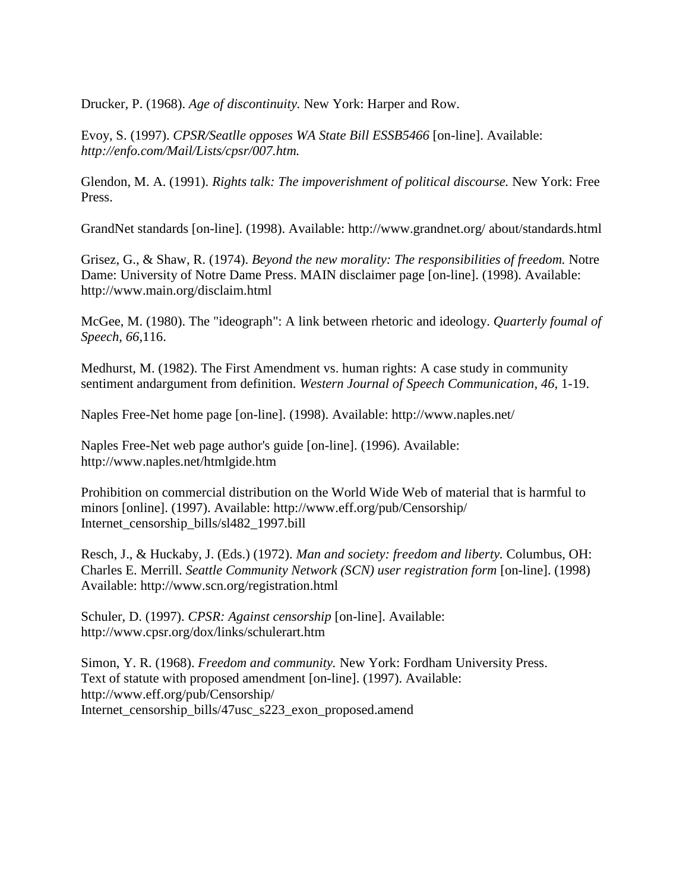Drucker, P. (1968). *Age of discontinuity.* New York: Harper and Row.

Evoy, S. (1997). *CPSR/Seatlle opposes WA State Bill ESSB5466* [on-line]. Available: *http://enfo.com/Mail/Lists/cpsr/007.htm.*

Glendon, M. A. (1991). *Rights talk: The impoverishment of political discourse.* New York: Free Press.

GrandNet standards [on-line]. (1998). Available: http://www.grandnet.org/ about/standards.html

Grisez, G., & Shaw, R. (1974). *Beyond the new morality: The responsibilities of freedom.* Notre Dame: University of Notre Dame Press. MAIN disclaimer page [on-line]. (1998). Available: http://www.main.org/disclaim.html

McGee, M. (1980). The "ideograph": A link between rhetoric and ideology. *Quarterly foumal of Speech, 66*,116.

Medhurst, M. (1982). The First Amendment vs. human rights: A case study in community sentiment andargument from definition. *Western Journal of Speech Communication, 46*, 1-19.

Naples Free-Net home page [on-line]. (1998). Available: http://www.naples.net/

Naples Free-Net web page author's guide [on-line]. (1996). Available: http://www.naples.net/htmlgide.htm

Prohibition on commercial distribution on the World Wide Web of material that is harmful to minors [online]. (1997). Available: http://www.eff.org/pub/Censorship/ Internet_censorship_bills/sl482_1997.bill

Resch, J., & Huckaby, J. (Eds.) (1972). *Man and society: freedom and liberty.* Columbus, OH: Charles E. Merrill. *Seattle Community Network (SCN) user registration form* [on-line]. (1998) Available: http://www.scn.org/registration.html

Schuler, D. (1997). *CPSR: Against censorship* [on-line]. Available: http://www.cpsr.org/dox/links/schulerart.htm

Simon, Y. R. (1968). *Freedom and community.* New York: Fordham University Press. Text of statute with proposed amendment [on-line]. (1997). Available: http://www.eff.org/pub/Censorship/ Internet_censorship_bills/47usc_s223_exon_proposed.amend